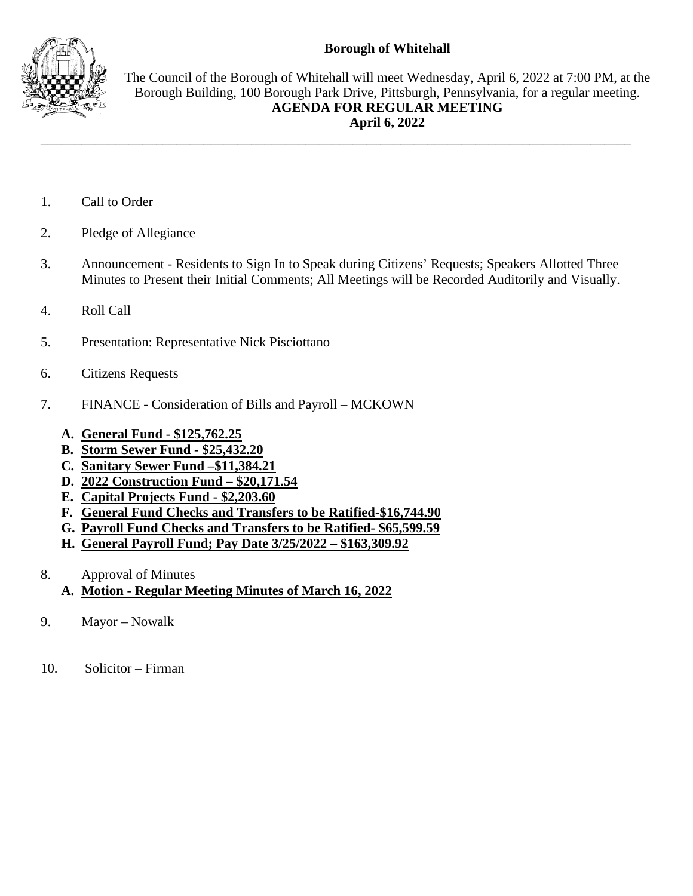**Borough of Whitehall**

The Council of the Borough of Whitehall will meet Wednesday, April 6, 2022 at 7:00 PM, at the Borough Building, 100 Borough Park Drive, Pittsburgh, Pennsylvania, for a regular meeting.

**AGENDA FOR REGULAR MEETING**

**April 6, 2022**

---

1. Call to Order

2. Pledge of Allegiance

3. Announcement - Residents to Sign In to Speak during Citizens' Requests; Speakers Allotted Three Minutes to Present their Initial Comments; All Meetings will be Recorded Auditorily and Visually.

4. Roll Call

5. Presentation: Representative Nick Pisciottano

6. Citizens Requests

7. FINANCE - Consideration of Bills and Payroll – MCKOWN

   **A. General Fund - $125,762.25**
   **B. Storm Sewer Fund - $25,432.20**
   **C. Sanitary Sewer Fund –$11,384.21**
   **D. 2022 Construction Fund – $20,171.54**
   **E. Capital Projects Fund - $2,203.60**
   **F. General Fund Checks and Transfers to be Ratified-$16,744.90**
   **G. Payroll Fund Checks and Transfers to be Ratified- $65,599.59**
   **H. General Payroll Fund; Pay Date 3/25/2022 – $163,309.92**

8. Approval of Minutes

   **A. Motion - Regular Meeting Minutes of March 16, 2022**

9. Mayor – Nowalk

10. Solicitor – Firman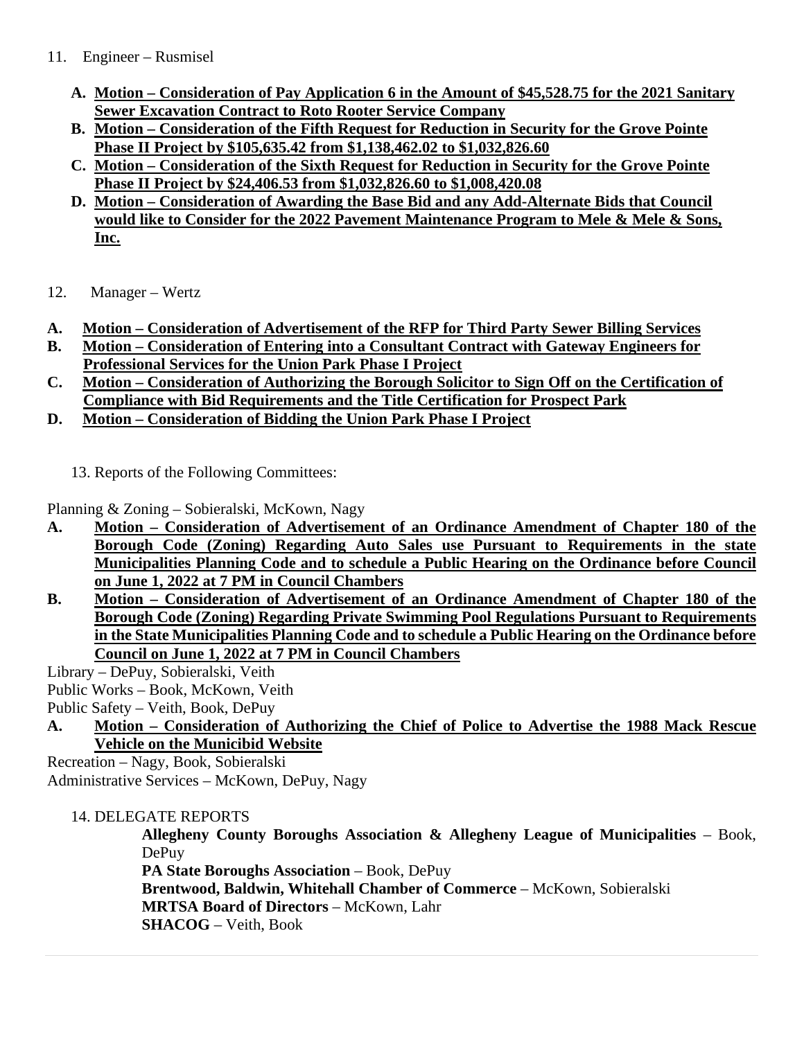11. Engineer – Rusmisel

   A. **Motion – Consideration of Pay Application 6 in the Amount of $45,528.75 for the 2021 Sanitary Sewer Excavation Contract to Roto Rooter Service Company**
   B. **Motion – Consideration of the Fifth Request for Reduction in Security for the Grove Pointe Phase II Project by $105,635.42 from $1,138,462.02 to $1,032,826.60**
   C. **Motion – Consideration of the Sixth Request for Reduction in Security for the Grove Pointe Phase II Project by $24,406.53 from $1,032,826.60 to $1,008,420.08**
   D. **Motion – Consideration of Awarding the Base Bid and any Add-Alternate Bids that Council would like to Consider for the 2022 Pavement Maintenance Program to Mele & Mele & Sons, Inc.**

12. Manager – Wertz

A. **Motion – Consideration of Advertisement of the RFP for Third Party Sewer Billing Services**
B. **Motion – Consideration of Entering into a Consultant Contract with Gateway Engineers for Professional Services for the Union Park Phase I Project**
C. **Motion – Consideration of Authorizing the Borough Solicitor to Sign Off on the Certification of Compliance with Bid Requirements and the Title Certification for Prospect Park**
D. **Motion – Consideration of Bidding the Union Park Phase I Project**

13. Reports of the Following Committees:

Planning & Zoning – Sobieralski, McKown, Nagy

A. **Motion – Consideration of Advertisement of an Ordinance Amendment of Chapter 180 of the Borough Code (Zoning) Regarding Auto Sales use Pursuant to Requirements in the state Municipalities Planning Code and to schedule a Public Hearing on the Ordinance before Council on June 1, 2022 at 7 PM in Council Chambers**
B. **Motion – Consideration of Advertisement of an Ordinance Amendment of Chapter 180 of the Borough Code (Zoning) Regarding Private Swimming Pool Regulations Pursuant to Requirements in the State Municipalities Planning Code and to schedule a Public Hearing on the Ordinance before Council on June 1, 2022 at 7 PM in Council Chambers**

Library – DePuy, Sobieralski, Veith

Public Works – Book, McKown, Veith

Public Safety – Veith, Book, DePuy

A. **Motion – Consideration of Authorizing the Chief of Police to Advertise the 1988 Mack Rescue Vehicle on the Municibid Website**

Recreation – Nagy, Book, Sobieralski

Administrative Services – McKown, DePuy, Nagy

14. DELEGATE REPORTS

**Allegheny County Boroughs Association & Allegheny League of Municipalities** – Book, DePuy

**PA State Boroughs Association** – Book, DePuy

**Brentwood, Baldwin, Whitehall Chamber of Commerce** – McKown, Sobieralski

**MRTSA Board of Directors** – McKown, Lahr

**SHACOG** – Veith, Book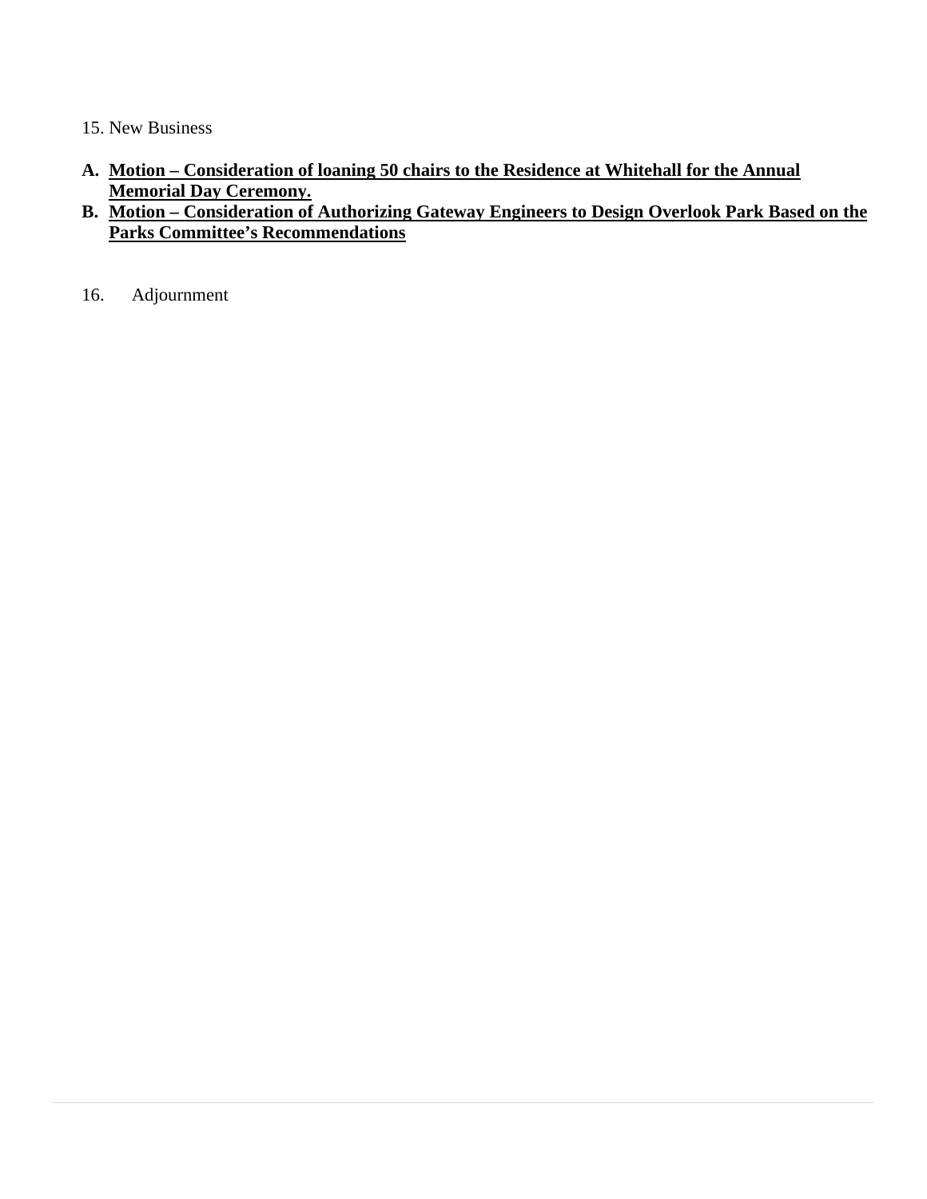15. New Business

**A. Motion – Consideration of loaning 50 chairs to the Residence at Whitehall for the Annual Memorial Day Ceremony.**

**B. Motion – Consideration of Authorizing Gateway Engineers to Design Overlook Park Based on the Parks Committee's Recommendations**

16. Adjournment